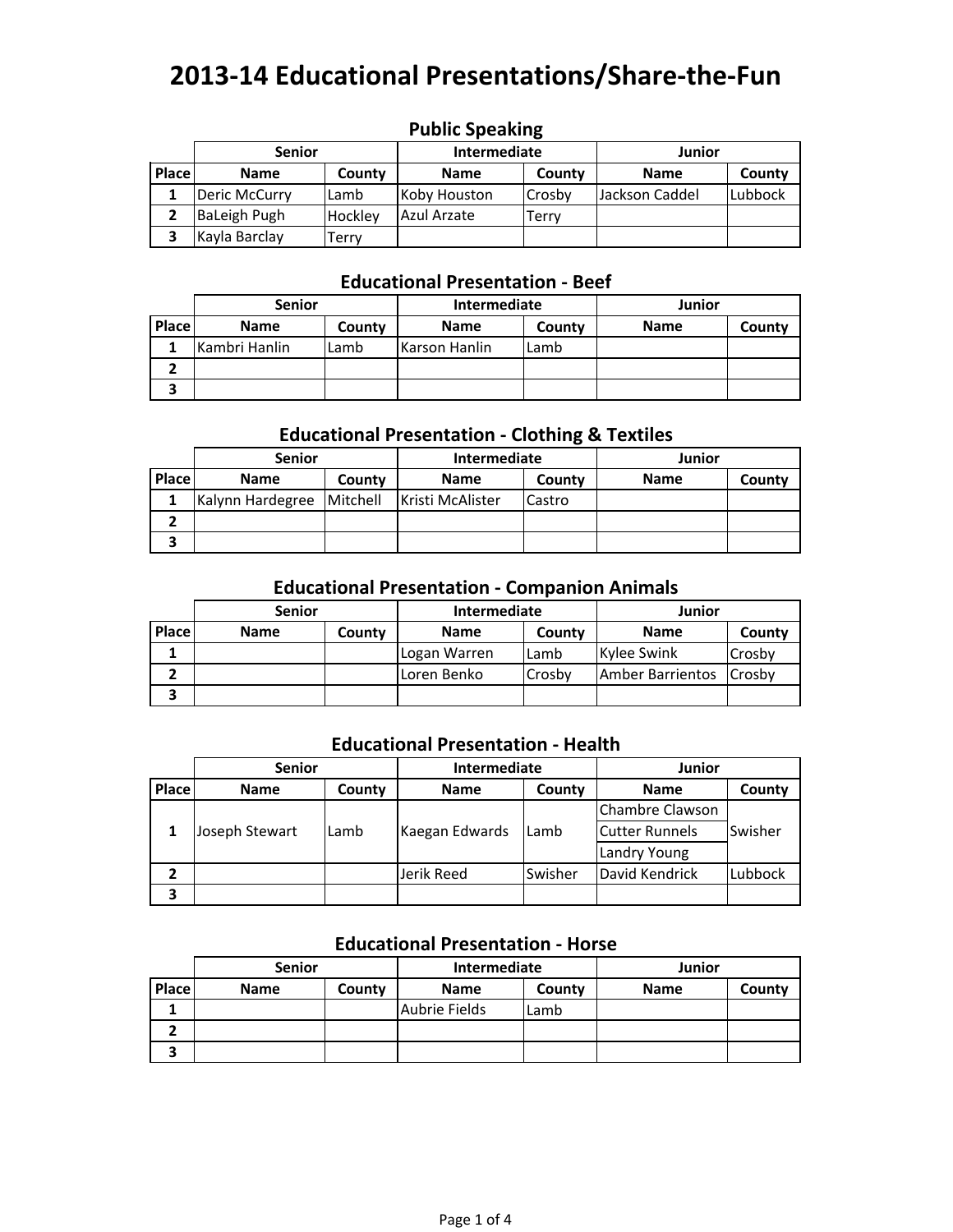# 2013-14 Educational Presentations/Share-the-Fun

## Public Speaking

| | Senior | | Intermediate | | Junior | |
|---|---|---|---|---|---|---|
| **Place** | **Name** | **County** | **Name** | **County** | **Name** | **County** |
| 1 | Deric McCurry | Lamb | Koby Houston | Crosby | Jackson Caddel | Lubbock |
| 2 | BaLeigh Pugh | Hockley | Azul Arzate | Terry | | |
| 3 | Kayla Barclay | Terry | | | | |

## Educational Presentation - Beef

| | Senior | | Intermediate | | Junior | |
|---|---|---|---|---|---|---|
| **Place** | **Name** | **County** | **Name** | **County** | **Name** | **County** |
| 1 | Kambri Hanlin | Lamb | Karson Hanlin | Lamb | | |
| 2 | | | | | | |
| 3 | | | | | | |

## Educational Presentation - Clothing & Textiles

| | Senior | | Intermediate | | Junior | |
|---|---|---|---|---|---|---|
| **Place** | **Name** | **County** | **Name** | **County** | **Name** | **County** |
| 1 | Kalynn Hardegree | Mitchell | Kristi McAlister | Castro | | |
| 2 | | | | | | |
| 3 | | | | | | |

## Educational Presentation - Companion Animals

| | Senior | | Intermediate | | Junior | |
|---|---|---|---|---|---|---|
| **Place** | **Name** | **County** | **Name** | **County** | **Name** | **County** |
| 1 | | | Logan Warren | Lamb | Kylee Swink | Crosby |
| 2 | | | Loren Benko | Crosby | Amber Barrientos | Crosby |
| 3 | | | | | | |

## Educational Presentation - Health

| | Senior | | Intermediate | | Junior | |
|---|---|---|---|---|---|---|
| **Place** | **Name** | **County** | **Name** | **County** | **Name** | **County** |
| 1 | Joseph Stewart | Lamb | Kaegan Edwards | Lamb | Chambre Clawson<br>Cutter Runnels<br>Landry Young | Swisher |
| 2 | | | Jerik Reed | Swisher | David Kendrick | Lubbock |
| 3 | | | | | | |

## Educational Presentation - Horse

| | Senior | | Intermediate | | Junior | |
|---|---|---|---|---|---|---|
| **Place** | **Name** | **County** | **Name** | **County** | **Name** | **County** |
| 1 | | | Aubrie Fields | Lamb | | |
| 2 | | | | | | |
| 3 | | | | | | |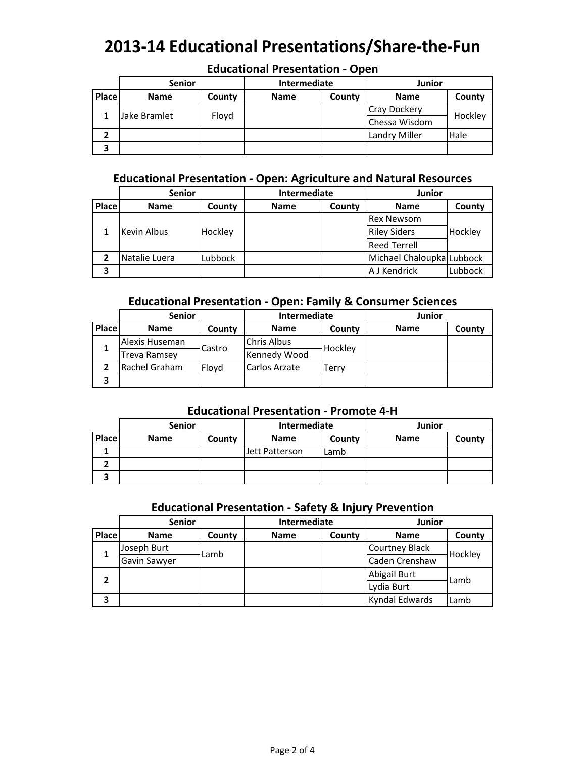# 2013-14 Educational Presentations/Share-the-Fun

## Educational Presentation - Open

| | Senior | | Intermediate | | Junior | |
|---|---|---|---|---|---|---|
| Place | Name | County | Name | County | Name | County |
| 1 | Jake Bramlet | Floyd | | | Cray Dockery<br>Chessa Wisdom | Hockley |
| 2 | | | | | Landry Miller | Hale |
| 3 | | | | | | |

## Educational Presentation - Open: Agriculture and Natural Resources

| | Senior | | Intermediate | | Junior | |
|---|---|---|---|---|---|---|
| Place | Name | County | Name | County | Name | County |
| 1 | Kevin Albus | Hockley | | | Rex Newsom<br>Riley Siders<br>Reed Terrell | Hockley |
| 2 | Natalie Luera | Lubbock | | | Michael Chaloupka | Lubbock |
| 3 | | | | | A J Kendrick | Lubbock |

## Educational Presentation - Open: Family & Consumer Sciences

| | Senior | | Intermediate | | Junior | |
|---|---|---|---|---|---|---|
| Place | Name | County | Name | County | Name | County |
| 1 | Alexis Huseman<br>Treva Ramsey | Castro | Chris Albus<br>Kennedy Wood | Hockley | | |
| 2 | Rachel Graham | Floyd | Carlos Arzate | Terry | | |
| 3 | | | | | | |

## Educational Presentation - Promote 4-H

| | Senior | | Intermediate | | Junior | |
|---|---|---|---|---|---|---|
| Place | Name | County | Name | County | Name | County |
| 1 | | | Jett Patterson | Lamb | | |
| 2 | | | | | | |
| 3 | | | | | | |

## Educational Presentation - Safety & Injury Prevention

| | Senior | | Intermediate | | Junior | |
|---|---|---|---|---|---|---|
| Place | Name | County | Name | County | Name | County |
| 1 | Joseph Burt<br>Gavin Sawyer | Lamb | | | Courtney Black<br>Caden Crenshaw | Hockley |
| 2 | | | | | Abigail Burt<br>Lydia Burt | Lamb |
| 3 | | | | | Kyndal Edwards | Lamb |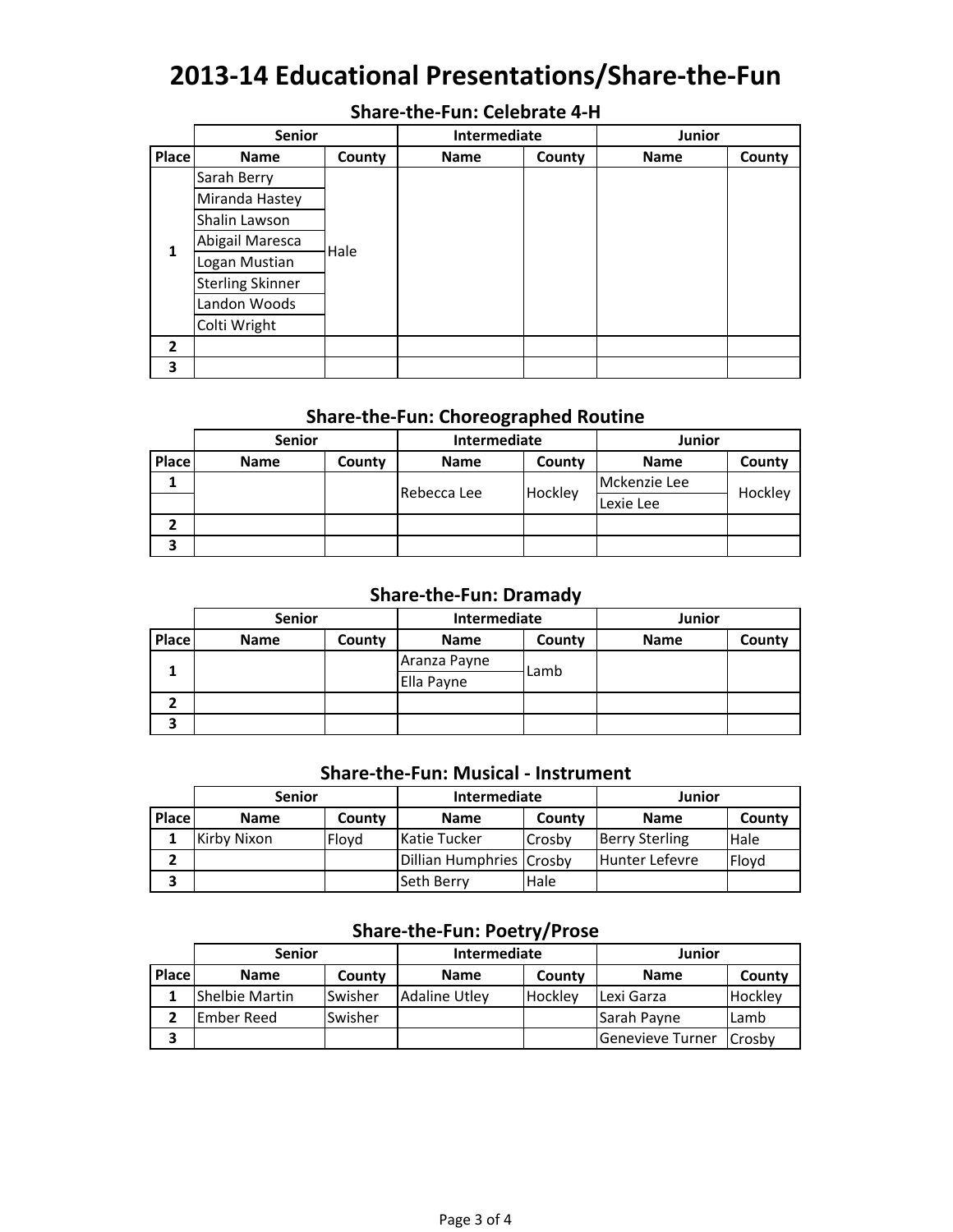# 2013-14 Educational Presentations/Share-the-Fun

## Share-the-Fun: Celebrate 4-H

| | Senior | | Intermediate | | Junior | |
|---|---|---|---|---|---|---|
| Place | Name | County | Name | County | Name | County |
| 1 | Sarah Berry | Hale | | | | |
| | Miranda Hastey | | | | | |
| | Shalin Lawson | | | | | |
| | Abigail Maresca | | | | | |
| | Logan Mustian | | | | | |
| | Sterling Skinner | | | | | |
| | Landon Woods | | | | | |
| | Colti Wright | | | | | |
| 2 | | | | | | |
| 3 | | | | | | |

## Share-the-Fun: Choreographed Routine

| | Senior | | Intermediate | | Junior | |
|---|---|---|---|---|---|---|
| Place | Name | County | Name | County | Name | County |
| 1 | | | Rebecca Lee | Hockley | Mckenzie Lee | Hockley |
| | | | | | Lexie Lee | |
| 2 | | | | | | |
| 3 | | | | | | |

## Share-the-Fun: Dramady

| | Senior | | Intermediate | | Junior | |
|---|---|---|---|---|---|---|
| Place | Name | County | Name | County | Name | County |
| 1 | | | Aranza Payne | Lamb | | |
| | | | Ella Payne | | | |
| 2 | | | | | | |
| 3 | | | | | | |

## Share-the-Fun: Musical - Instrument

| | Senior | | Intermediate | | Junior | |
|---|---|---|---|---|---|---|
| Place | Name | County | Name | County | Name | County |
| 1 | Kirby Nixon | Floyd | Katie Tucker | Crosby | Berry Sterling | Hale |
| 2 | | | Dillian Humphries | Crosby | Hunter Lefevre | Floyd |
| 3 | | | Seth Berry | Hale | | |

## Share-the-Fun: Poetry/Prose

| | Senior | | Intermediate | | Junior | |
|---|---|---|---|---|---|---|
| Place | Name | County | Name | County | Name | County |
| 1 | Shelbie Martin | Swisher | Adaline Utley | Hockley | Lexi Garza | Hockley |
| 2 | Ember Reed | Swisher | | | Sarah Payne | Lamb |
| 3 | | | | | Genevieve Turner | Crosby |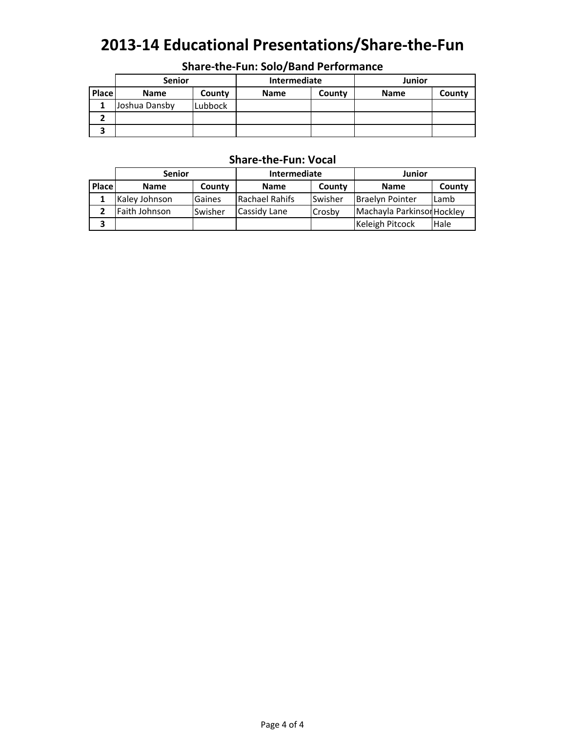# 2013-14 Educational Presentations/Share-the-Fun

## Share-the-Fun: Solo/Band Performance

| | Senior | | Intermediate | | Junior | |
|---|---|---|---|---|---|---|
| **Place** | **Name** | **County** | **Name** | **County** | **Name** | **County** |
| 1 | Joshua Dansby | Lubbock | | | | |
| 2 | | | | | | |
| 3 | | | | | | |

## Share-the-Fun: Vocal

| | Senior | | Intermediate | | Junior | |
|---|---|---|---|---|---|---|
| **Place** | **Name** | **County** | **Name** | **County** | **Name** | **County** |
| 1 | Kaley Johnson | Gaines | Rachael Rahifs | Swisher | Braelyn Pointer | Lamb |
| 2 | Faith Johnson | Swisher | Cassidy Lane | Crosby | Machayla Parkinsor | Hockley |
| 3 | | | | | Keleigh Pitcock | Hale |